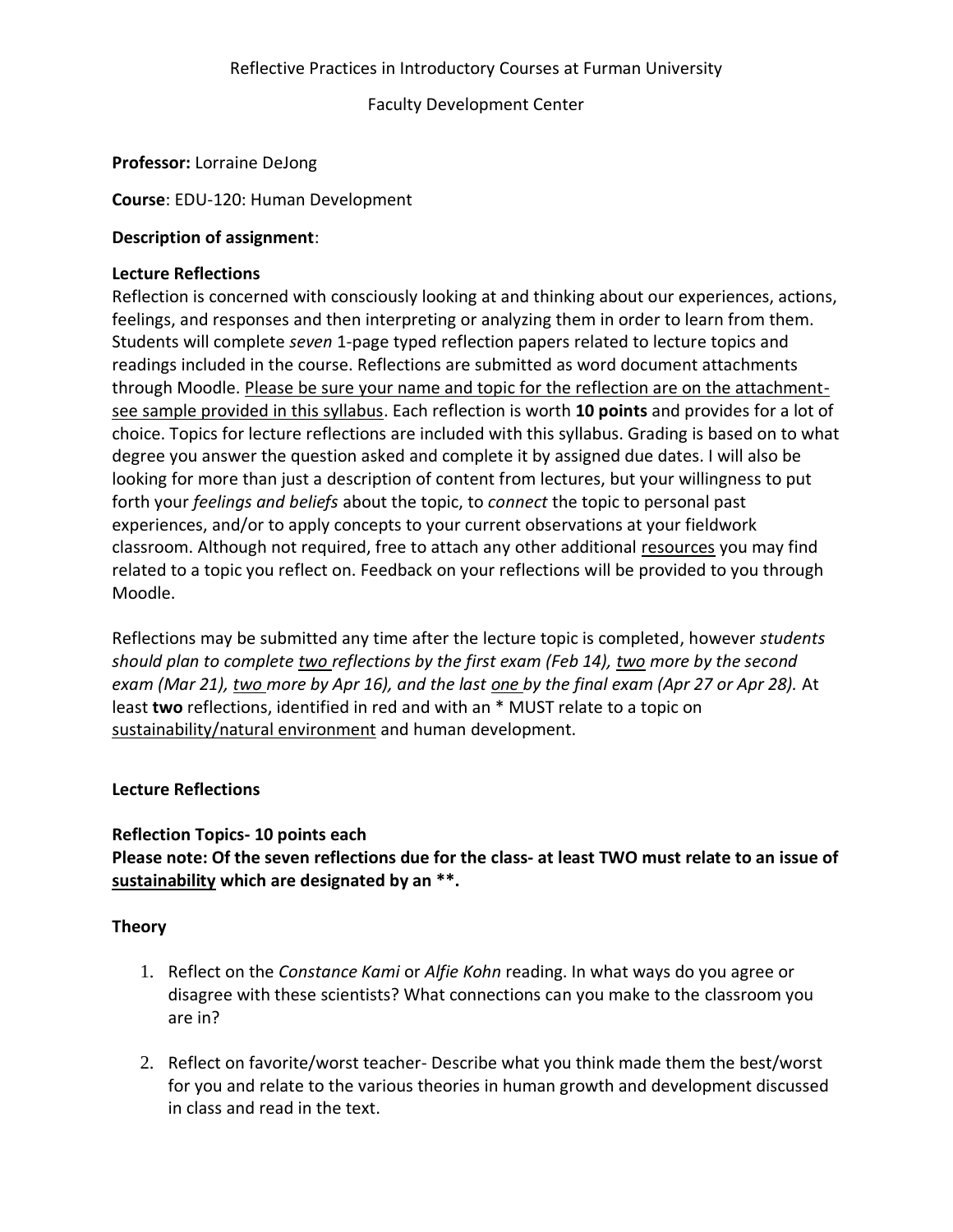Reflective Practices in Introductory Courses at Furman University

Faculty Development Center

**Professor:** Lorraine DeJong

**Course**: EDU-120: Human Development

**Description of assignment**:

**Lecture Reflections**

Reflection is concerned with consciously looking at and thinking about our experiences, actions, feelings, and responses and then interpreting or analyzing them in order to learn from them. Students will complete *seven* 1-page typed reflection papers related to lecture topics and readings included in the course. Reflections are submitted as word document attachments through Moodle. Please be sure your name and topic for the reflection are on the attachment- see sample provided in this syllabus. Each reflection is worth **10 points** and provides for a lot of choice. Topics for lecture reflections are included with this syllabus. Grading is based on to what degree you answer the question asked and complete it by assigned due dates. I will also be looking for more than just a description of content from lectures, but your willingness to put forth your *feelings and beliefs* about the topic, to *connect* the topic to personal past experiences, and/or to apply concepts to your current observations at your fieldwork classroom. Although not required, free to attach any other additional resources you may find related to a topic you reflect on. Feedback on your reflections will be provided to you through Moodle.

Reflections may be submitted any time after the lecture topic is completed, however *students should plan to complete two reflections by the first exam (Feb 14), two more by the second exam (Mar 21), two more by Apr 16), and the last one by the final exam (Apr 27 or Apr 28).* At least **two** reflections, identified in red and with an * MUST relate to a topic on sustainability/natural environment and human development.

**Lecture Reflections**

**Reflection Topics- 10 points each**

**Please note: Of the seven reflections due for the class- at least TWO must relate to an issue of sustainability which are designated by an **.**

**Theory**

1. Reflect on the *Constance Kami* or *Alfie Kohn* reading. In what ways do you agree or disagree with these scientists? What connections can you make to the classroom you are in?

2. Reflect on favorite/worst teacher- Describe what you think made them the best/worst for you and relate to the various theories in human growth and development discussed in class and read in the text.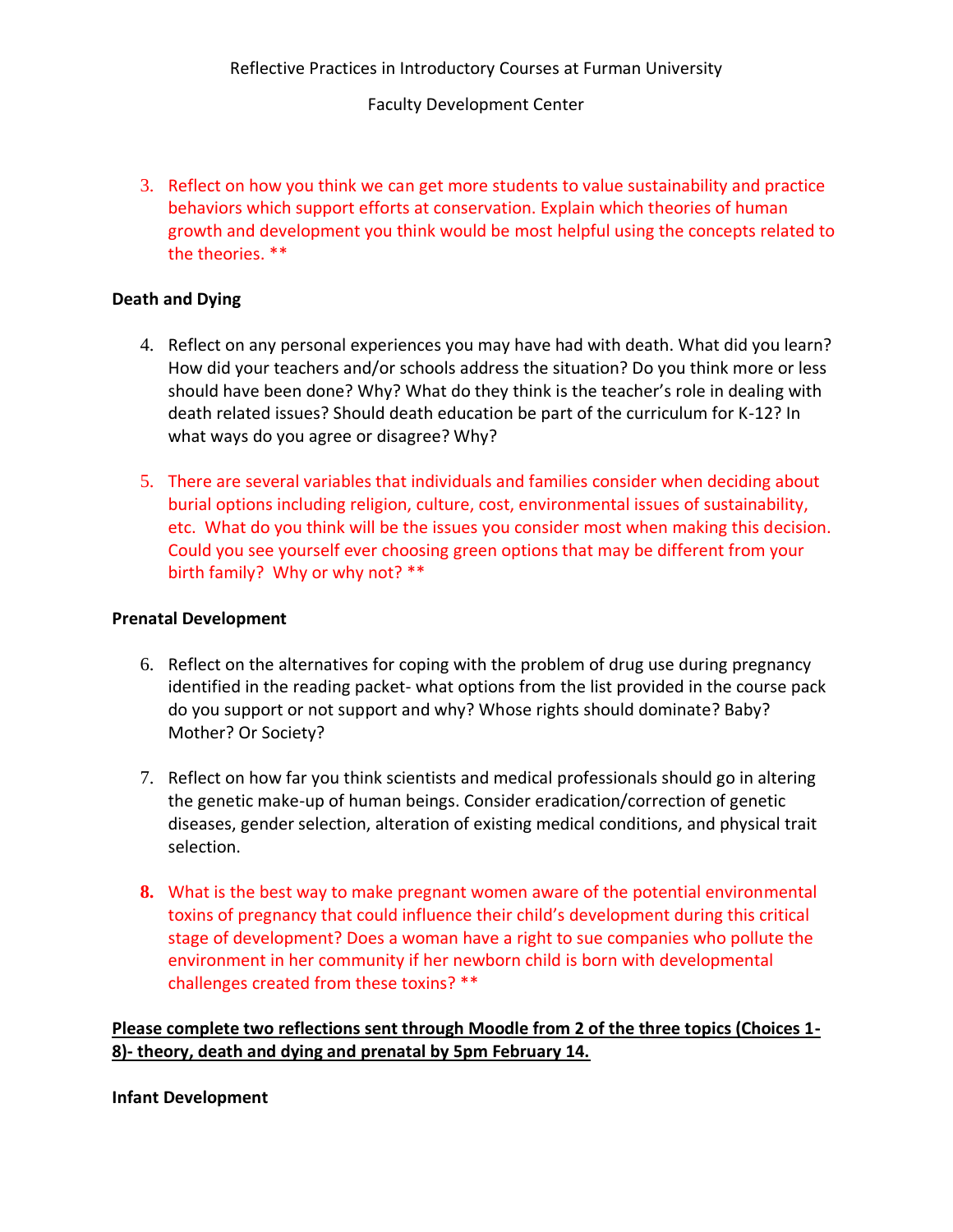3. Reflect on how you think we can get more students to value sustainability and practice behaviors which support efforts at conservation. Explain which theories of human growth and development you think would be most helpful using the concepts related to the theories. **

**Death and Dying**

4. Reflect on any personal experiences you may have had with death. What did you learn? How did your teachers and/or schools address the situation? Do you think more or less should have been done? Why? What do they think is the teacher's role in dealing with death related issues? Should death education be part of the curriculum for K-12? In what ways do you agree or disagree? Why?

5. There are several variables that individuals and families consider when deciding about burial options including religion, culture, cost, environmental issues of sustainability, etc. What do you think will be the issues you consider most when making this decision. Could you see yourself ever choosing green options that may be different from your birth family? Why or why not? **

**Prenatal Development**

6. Reflect on the alternatives for coping with the problem of drug use during pregnancy identified in the reading packet- what options from the list provided in the course pack do you support or not support and why? Whose rights should dominate? Baby? Mother? Or Society?

7. Reflect on how far you think scientists and medical professionals should go in altering the genetic make-up of human beings. Consider eradication/correction of genetic diseases, gender selection, alteration of existing medical conditions, and physical trait selection.

8. What is the best way to make pregnant women aware of the potential environmental toxins of pregnancy that could influence their child's development during this critical stage of development? Does a woman have a right to sue companies who pollute the environment in her community if her newborn child is born with developmental challenges created from these toxins? **

**Please complete two reflections sent through Moodle from 2 of the three topics (Choices 1-8)- theory, death and dying and prenatal by 5pm February 14.**

**Infant Development**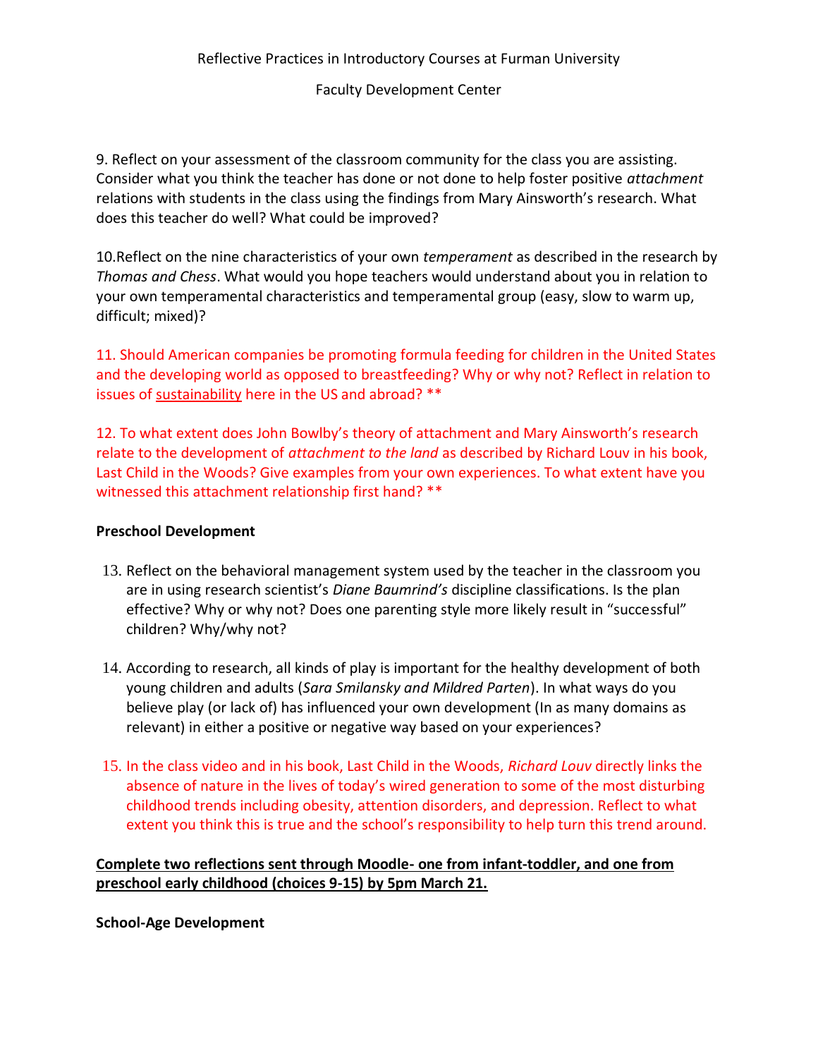9. Reflect on your assessment of the classroom community for the class you are assisting. Consider what you think the teacher has done or not done to help foster positive *attachment* relations with students in the class using the findings from Mary Ainsworth's research. What does this teacher do well? What could be improved?

10.Reflect on the nine characteristics of your own *temperament* as described in the research by *Thomas and Chess*. What would you hope teachers would understand about you in relation to your own temperamental characteristics and temperamental group (easy, slow to warm up, difficult; mixed)?

11. Should American companies be promoting formula feeding for children in the United States and the developing world as opposed to breastfeeding? Why or why not? Reflect in relation to issues of <u>sustainability</u> here in the US and abroad? **

12. To what extent does John Bowlby's theory of attachment and Mary Ainsworth's research relate to the development of *attachment to the land* as described by Richard Louv in his book, Last Child in the Woods? Give examples from your own experiences. To what extent have you witnessed this attachment relationship first hand? **

**Preschool Development**

13. Reflect on the behavioral management system used by the teacher in the classroom you are in using research scientist's *Diane Baumrind's* discipline classifications. Is the plan effective? Why or why not? Does one parenting style more likely result in "successful" children? Why/why not?

14. According to research, all kinds of play is important for the healthy development of both young children and adults (*Sara Smilansky and Mildred Parten*). In what ways do you believe play (or lack of) has influenced your own development (In as many domains as relevant) in either a positive or negative way based on your experiences?

15. In the class video and in his book, Last Child in the Woods, *Richard Louv* directly links the absence of nature in the lives of today's wired generation to some of the most disturbing childhood trends including obesity, attention disorders, and depression. Reflect to what extent you think this is true and the school's responsibility to help turn this trend around.

**<u>Complete two reflections sent through Moodle- one from infant-toddler, and one from preschool early childhood (choices 9-15) by 5pm March 21.</u>**

**School-Age Development**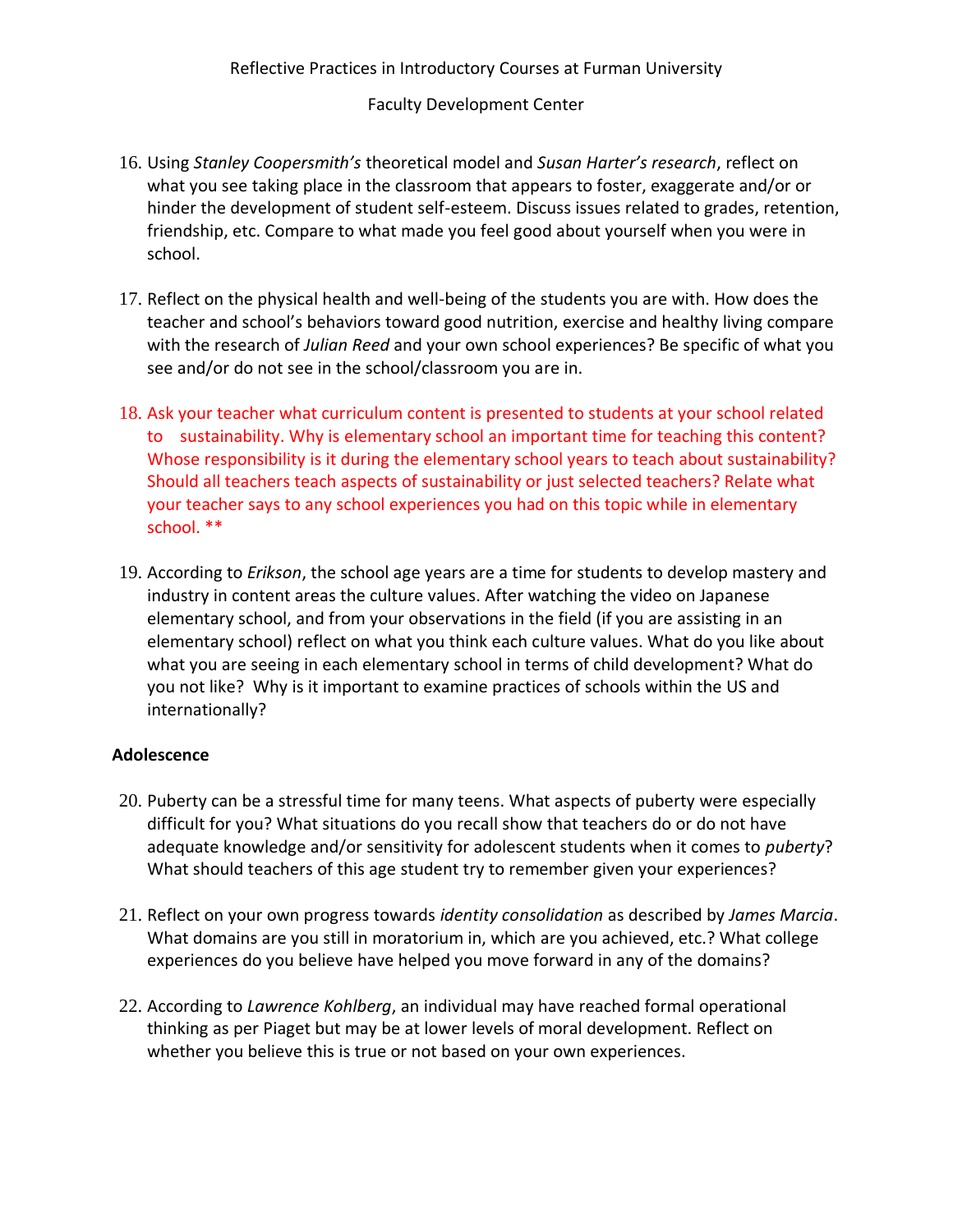16. Using *Stanley Coopersmith's* theoretical model and *Susan Harter's research*, reflect on what you see taking place in the classroom that appears to foster, exaggerate and/or or hinder the development of student self-esteem. Discuss issues related to grades, retention, friendship, etc. Compare to what made you feel good about yourself when you were in school.

17. Reflect on the physical health and well-being of the students you are with. How does the teacher and school's behaviors toward good nutrition, exercise and healthy living compare with the research of *Julian Reed* and your own school experiences? Be specific of what you see and/or do not see in the school/classroom you are in.

18. Ask your teacher what curriculum content is presented to students at your school related to sustainability. Why is elementary school an important time for teaching this content? Whose responsibility is it during the elementary school years to teach about sustainability? Should all teachers teach aspects of sustainability or just selected teachers? Relate what your teacher says to any school experiences you had on this topic while in elementary school. **

19. According to *Erikson*, the school age years are a time for students to develop mastery and industry in content areas the culture values. After watching the video on Japanese elementary school, and from your observations in the field (if you are assisting in an elementary school) reflect on what you think each culture values. What do you like about what you are seeing in each elementary school in terms of child development? What do you not like? Why is it important to examine practices of schools within the US and internationally?

**Adolescence**

20. Puberty can be a stressful time for many teens. What aspects of puberty were especially difficult for you? What situations do you recall show that teachers do or do not have adequate knowledge and/or sensitivity for adolescent students when it comes to *puberty*? What should teachers of this age student try to remember given your experiences?

21. Reflect on your own progress towards *identity consolidation* as described by *James Marcia*. What domains are you still in moratorium in, which are you achieved, etc.? What college experiences do you believe have helped you move forward in any of the domains?

22. According to *Lawrence Kohlberg*, an individual may have reached formal operational thinking as per Piaget but may be at lower levels of moral development. Reflect on whether you believe this is true or not based on your own experiences.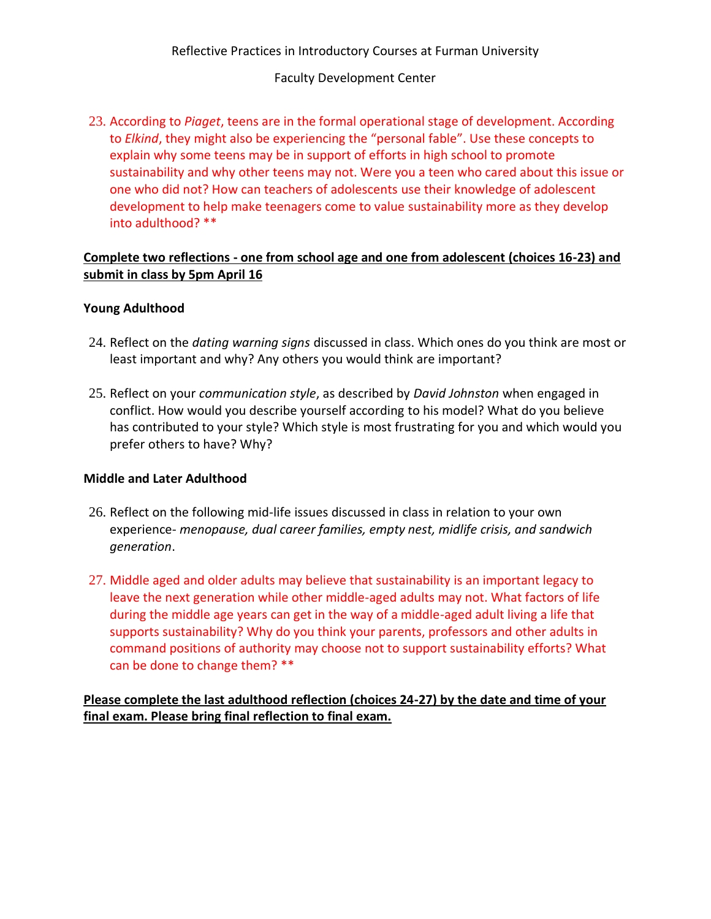23. According to *Piaget*, teens are in the formal operational stage of development. According to *Elkind*, they might also be experiencing the "personal fable". Use these concepts to explain why some teens may be in support of efforts in high school to promote sustainability and why other teens may not. Were you a teen who cared about this issue or one who did not? How can teachers of adolescents use their knowledge of adolescent development to help make teenagers come to value sustainability more as they develop into adulthood? **

**Complete two reflections - one from school age and one from adolescent (choices 16-23) and submit in class by 5pm April 16**

**Young Adulthood**

24. Reflect on the *dating warning signs* discussed in class. Which ones do you think are most or least important and why? Any others you would think are important?

25. Reflect on your *communication style*, as described by *David Johnston* when engaged in conflict. How would you describe yourself according to his model? What do you believe has contributed to your style? Which style is most frustrating for you and which would you prefer others to have? Why?

**Middle and Later Adulthood**

26. Reflect on the following mid-life issues discussed in class in relation to your own experience- *menopause, dual career families, empty nest, midlife crisis, and sandwich generation*.

27. Middle aged and older adults may believe that sustainability is an important legacy to leave the next generation while other middle-aged adults may not. What factors of life during the middle age years can get in the way of a middle-aged adult living a life that supports sustainability? Why do you think your parents, professors and other adults in command positions of authority may choose not to support sustainability efforts? What can be done to change them? **

**Please complete the last adulthood reflection (choices 24-27) by the date and time of your final exam. Please bring final reflection to final exam.**